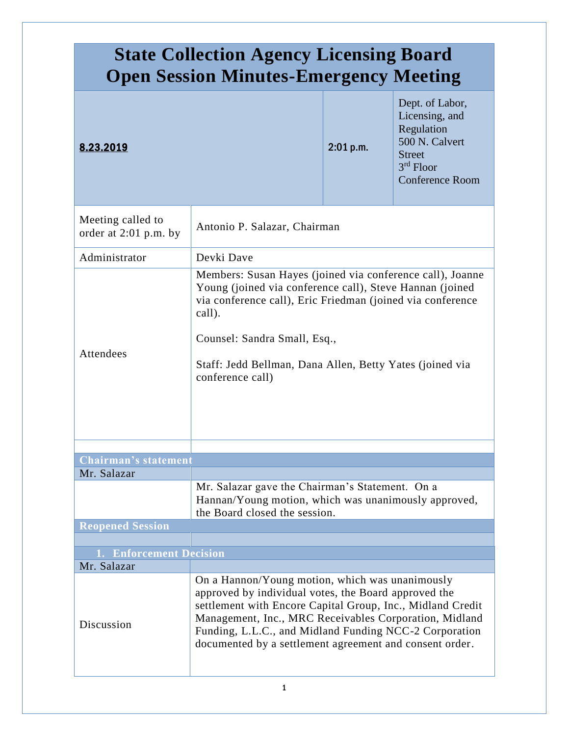# State Collection Agency Licensing Board
# Open Session Minutes-Emergency Meeting

| **8.23.2019** | **2:01 p.m.** | Dept. of Labor, Licensing, and Regulation 500 N. Calvert Street 3rd Floor Conference Room |
|---|---|---|

| | |
|---|---|
| Meeting called to order at 2:01 p.m. by | Antonio P. Salazar, Chairman |
| Administrator | Devki Dave |
| Attendees | Members: Susan Hayes (joined via conference call), Joanne Young (joined via conference call), Steve Hannan (joined via conference call), Eric Friedman (joined via conference call).<br><br>Counsel: Sandra Small, Esq.,<br><br>Staff: Jedd Bellman, Dana Allen, Betty Yates (joined via conference call) |

## Chairman's statement

| Mr. Salazar | |
|---|---|
| | Mr. Salazar gave the Chairman's Statement. On a Hannan/Young motion, which was unanimously approved, the Board closed the session. |

## Reopened Session

### 1. Enforcement Decision

| Mr. Salazar | |
|---|---|
| Discussion | On a Hannon/Young motion, which was unanimously approved by individual votes, the Board approved the settlement with Encore Capital Group, Inc., Midland Credit Management, Inc., MRC Receivables Corporation, Midland Funding, L.L.C., and Midland Funding NCC-2 Corporation documented by a settlement agreement and consent order. |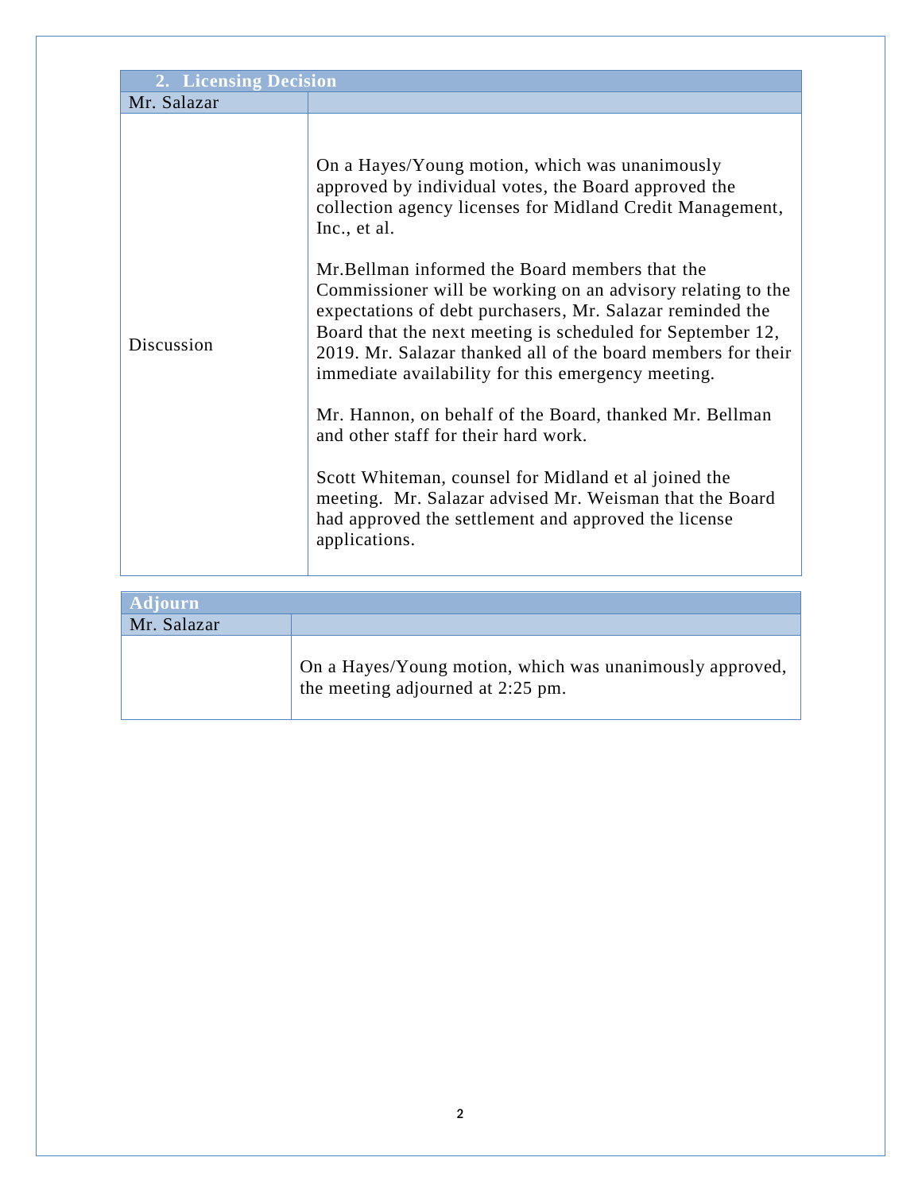| 2. Licensing Decision | |
|---|---|
| Mr. Salazar | |
| Discussion | On a Hayes/Young motion, which was unanimously approved by individual votes, the Board approved the collection agency licenses for Midland Credit Management, Inc., et al.<br><br>Mr.Bellman informed the Board members that the Commissioner will be working on an advisory relating to the expectations of debt purchasers, Mr. Salazar reminded the Board that the next meeting is scheduled for September 12, 2019. Mr. Salazar thanked all of the board members for their immediate availability for this emergency meeting.<br><br>Mr. Hannon, on behalf of the Board, thanked Mr. Bellman and other staff for their hard work.<br><br>Scott Whiteman, counsel for Midland et al joined the meeting. Mr. Salazar advised Mr. Weisman that the Board had approved the settlement and approved the license applications. |

| Adjourn | |
|---|---|
| Mr. Salazar | |
| | On a Hayes/Young motion, which was unanimously approved, the meeting adjourned at 2:25 pm. |